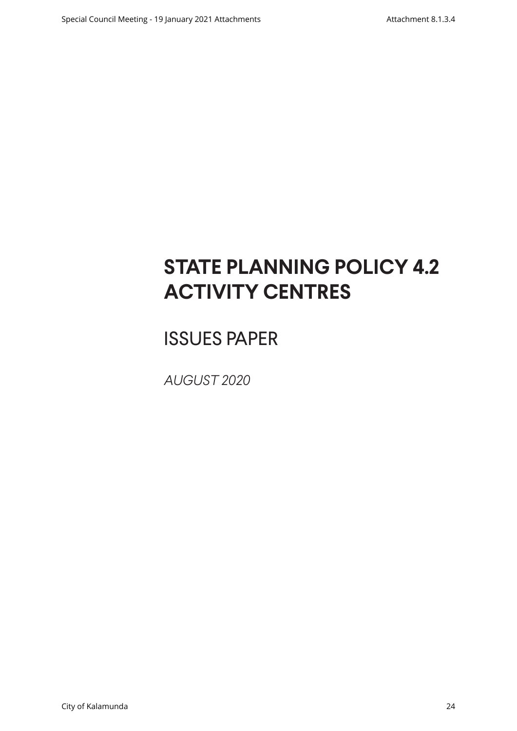# STATE PLANNING POLICY 4.2 ACTIVITY CENTRES

## ISSUES PAPER

*AUGUST 2020*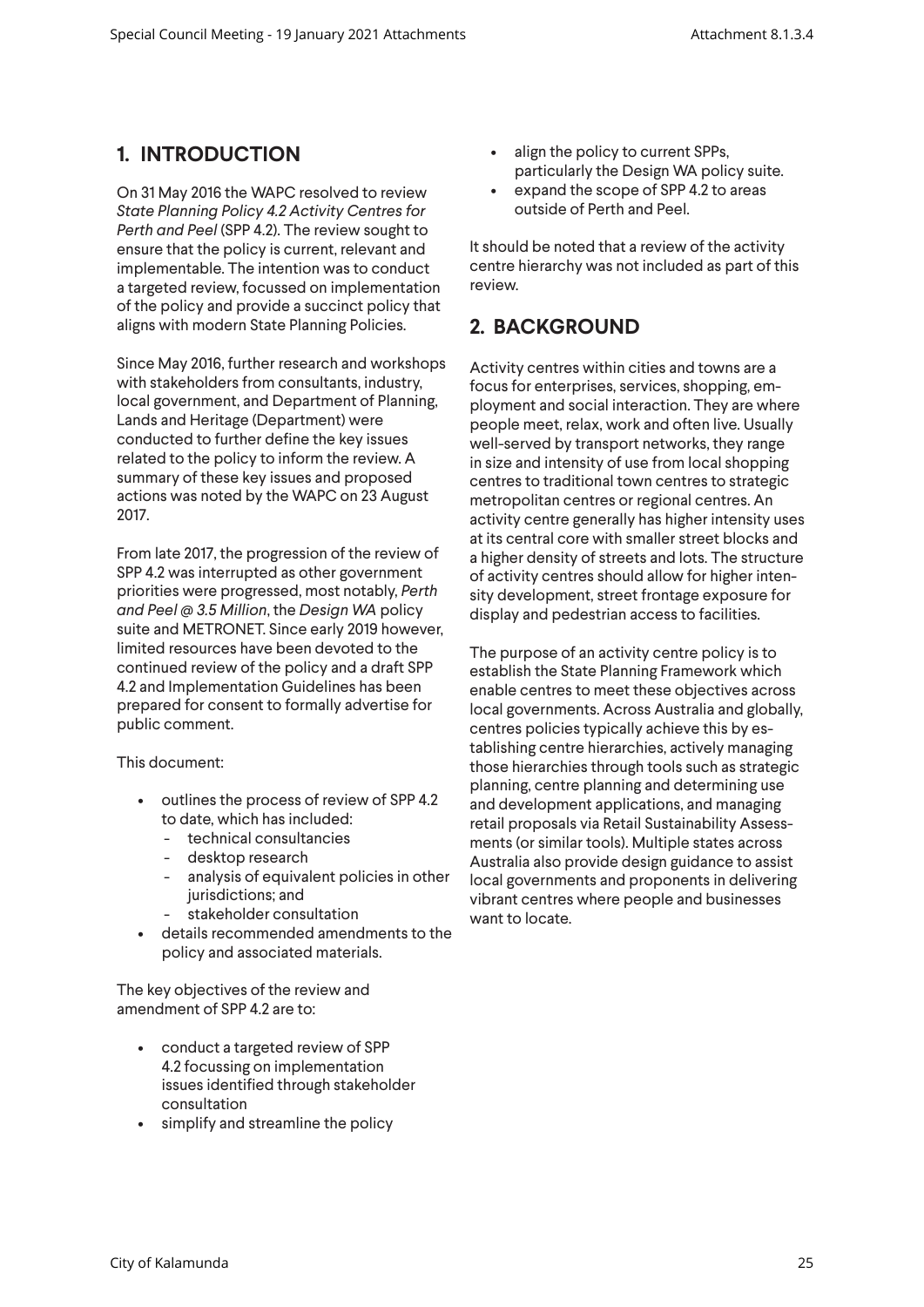## 1. INTRODUCTION

On 31 May 2016 the WAPC resolved to review *State Planning Policy 4.2 Activity Centres for Perth and Peel* (SPP 4.2). The review sought to ensure that the policy is current, relevant and implementable. The intention was to conduct a targeted review, focussed on implementation of the policy and provide a succinct policy that aligns with modern State Planning Policies.

Since May 2016, further research and workshops with stakeholders from consultants, industry, local government, and Department of Planning, Lands and Heritage (Department) were conducted to further define the key issues related to the policy to inform the review. A summary of these key issues and proposed actions was noted by the WAPC on 23 August 2017.

From late 2017, the progression of the review of SPP 4.2 was interrupted as other government priorities were progressed, most notably, *Perth and Peel @ 3.5 Million*, the *Design WA* policy suite and METRONET. Since early 2019 however, limited resources have been devoted to the continued review of the policy and a draft SPP 4.2 and Implementation Guidelines has been prepared for consent to formally advertise for public comment.

This document:

- outlines the process of review of SPP 4.2 to date, which has included:
  - technical consultancies
  - desktop research
  - analysis of equivalent policies in other jurisdictions; and
  - stakeholder consultation
- details recommended amendments to the policy and associated materials.

The key objectives of the review and amendment of SPP 4.2 are to:

- conduct a targeted review of SPP 4.2 focussing on implementation issues identified through stakeholder consultation
- simplify and streamline the policy
- align the policy to current SPPs, particularly the Design WA policy suite.
- expand the scope of SPP 4.2 to areas outside of Perth and Peel.

It should be noted that a review of the activity centre hierarchy was not included as part of this review.

## 2. BACKGROUND

Activity centres within cities and towns are a focus for enterprises, services, shopping, employment and social interaction. They are where people meet, relax, work and often live. Usually well-served by transport networks, they range in size and intensity of use from local shopping centres to traditional town centres to strategic metropolitan centres or regional centres. An activity centre generally has higher intensity uses at its central core with smaller street blocks and a higher density of streets and lots. The structure of activity centres should allow for higher intensity development, street frontage exposure for display and pedestrian access to facilities.

The purpose of an activity centre policy is to establish the State Planning Framework which enable centres to meet these objectives across local governments. Across Australia and globally, centres policies typically achieve this by establishing centre hierarchies, actively managing those hierarchies through tools such as strategic planning, centre planning and determining use and development applications, and managing retail proposals via Retail Sustainability Assessments (or similar tools). Multiple states across Australia also provide design guidance to assist local governments and proponents in delivering vibrant centres where people and businesses want to locate.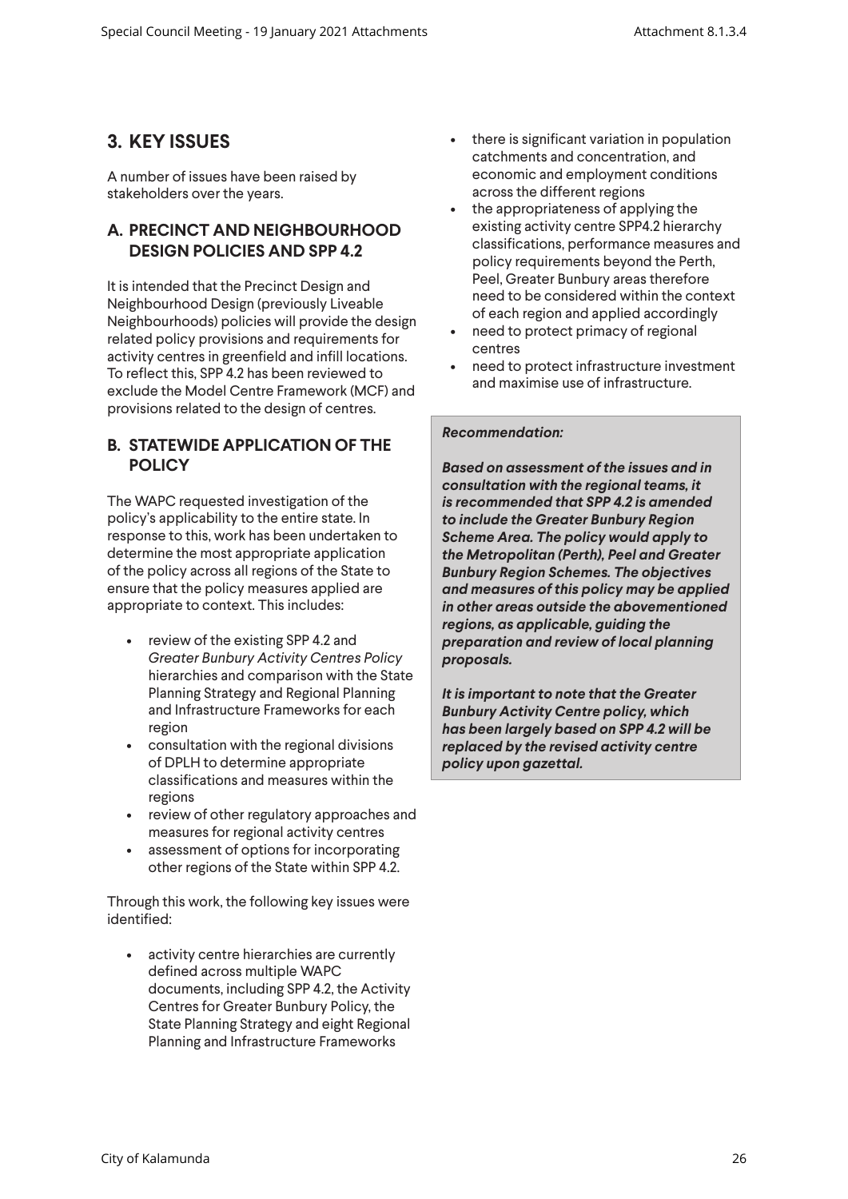## 3. KEY ISSUES

A number of issues have been raised by stakeholders over the years.

### A. PRECINCT AND NEIGHBOURHOOD DESIGN POLICIES AND SPP 4.2

It is intended that the Precinct Design and Neighbourhood Design (previously Liveable Neighbourhoods) policies will provide the design related policy provisions and requirements for activity centres in greenfield and infill locations. To reflect this, SPP 4.2 has been reviewed to exclude the Model Centre Framework (MCF) and provisions related to the design of centres.

### B. STATEWIDE APPLICATION OF THE POLICY

The WAPC requested investigation of the policy's applicability to the entire state. In response to this, work has been undertaken to determine the most appropriate application of the policy across all regions of the State to ensure that the policy measures applied are appropriate to context. This includes:

- review of the existing SPP 4.2 and *Greater Bunbury Activity Centres Policy* hierarchies and comparison with the State Planning Strategy and Regional Planning and Infrastructure Frameworks for each region
- consultation with the regional divisions of DPLH to determine appropriate classifications and measures within the regions
- review of other regulatory approaches and measures for regional activity centres
- assessment of options for incorporating other regions of the State within SPP 4.2.

Through this work, the following key issues were identified:

- activity centre hierarchies are currently defined across multiple WAPC documents, including SPP 4.2, the Activity Centres for Greater Bunbury Policy, the State Planning Strategy and eight Regional Planning and Infrastructure Frameworks
- there is significant variation in population catchments and concentration, and economic and employment conditions across the different regions
- the appropriateness of applying the existing activity centre SPP4.2 hierarchy classifications, performance measures and policy requirements beyond the Perth, Peel, Greater Bunbury areas therefore need to be considered within the context of each region and applied accordingly
- need to protect primacy of regional centres
- need to protect infrastructure investment and maximise use of infrastructure.

***Recommendation:***

***Based on assessment of the issues and in consultation with the regional teams, it is recommended that SPP 4.2 is amended to include the Greater Bunbury Region Scheme Area. The policy would apply to the Metropolitan (Perth), Peel and Greater Bunbury Region Schemes. The objectives and measures of this policy may be applied in other areas outside the abovementioned regions, as applicable, guiding the preparation and review of local planning proposals.***

***It is important to note that the Greater Bunbury Activity Centre policy, which has been largely based on SPP 4.2 will be replaced by the revised activity centre policy upon gazettal.***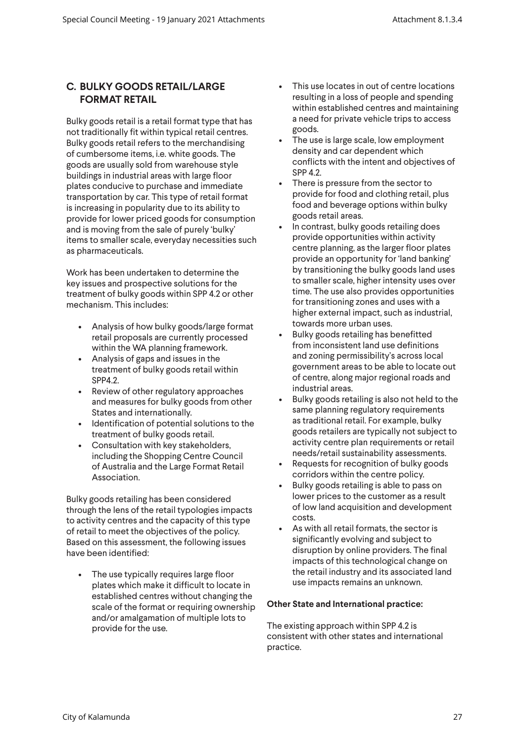## C. BULKY GOODS RETAIL/LARGE FORMAT RETAIL

Bulky goods retail is a retail format type that has not traditionally fit within typical retail centres. Bulky goods retail refers to the merchandising of cumbersome items, i.e. white goods. The goods are usually sold from warehouse style buildings in industrial areas with large floor plates conducive to purchase and immediate transportation by car. This type of retail format is increasing in popularity due to its ability to provide for lower priced goods for consumption and is moving from the sale of purely 'bulky' items to smaller scale, everyday necessities such as pharmaceuticals.

Work has been undertaken to determine the key issues and prospective solutions for the treatment of bulky goods within SPP 4.2 or other mechanism. This includes:

- Analysis of how bulky goods/large format retail proposals are currently processed within the WA planning framework.
- Analysis of gaps and issues in the treatment of bulky goods retail within SPP4.2.
- Review of other regulatory approaches and measures for bulky goods from other States and internationally.
- Identification of potential solutions to the treatment of bulky goods retail.
- Consultation with key stakeholders, including the Shopping Centre Council of Australia and the Large Format Retail Association.

Bulky goods retailing has been considered through the lens of the retail typologies impacts to activity centres and the capacity of this type of retail to meet the objectives of the policy. Based on this assessment, the following issues have been identified:

- The use typically requires large floor plates which make it difficult to locate in established centres without changing the scale of the format or requiring ownership and/or amalgamation of multiple lots to provide for the use.
- This use locates in out of centre locations resulting in a loss of people and spending within established centres and maintaining a need for private vehicle trips to access goods.
- The use is large scale, low employment density and car dependent which conflicts with the intent and objectives of SPP 4.2.
- There is pressure from the sector to provide for food and clothing retail, plus food and beverage options within bulky goods retail areas.
- In contrast, bulky goods retailing does provide opportunities within activity centre planning, as the larger floor plates provide an opportunity for 'land banking' by transitioning the bulky goods land uses to smaller scale, higher intensity uses over time. The use also provides opportunities for transitioning zones and uses with a higher external impact, such as industrial, towards more urban uses.
- Bulky goods retailing has benefitted from inconsistent land use definitions and zoning permissibility's across local government areas to be able to locate out of centre, along major regional roads and industrial areas.
- Bulky goods retailing is also not held to the same planning regulatory requirements as traditional retail. For example, bulky goods retailers are typically not subject to activity centre plan requirements or retail needs/retail sustainability assessments.
- Requests for recognition of bulky goods corridors within the centre policy.
- Bulky goods retailing is able to pass on lower prices to the customer as a result of low land acquisition and development costs.
- As with all retail formats, the sector is significantly evolving and subject to disruption by online providers. The final impacts of this technological change on the retail industry and its associated land use impacts remains an unknown.

**Other State and International practice:**

The existing approach within SPP 4.2 is consistent with other states and international practice.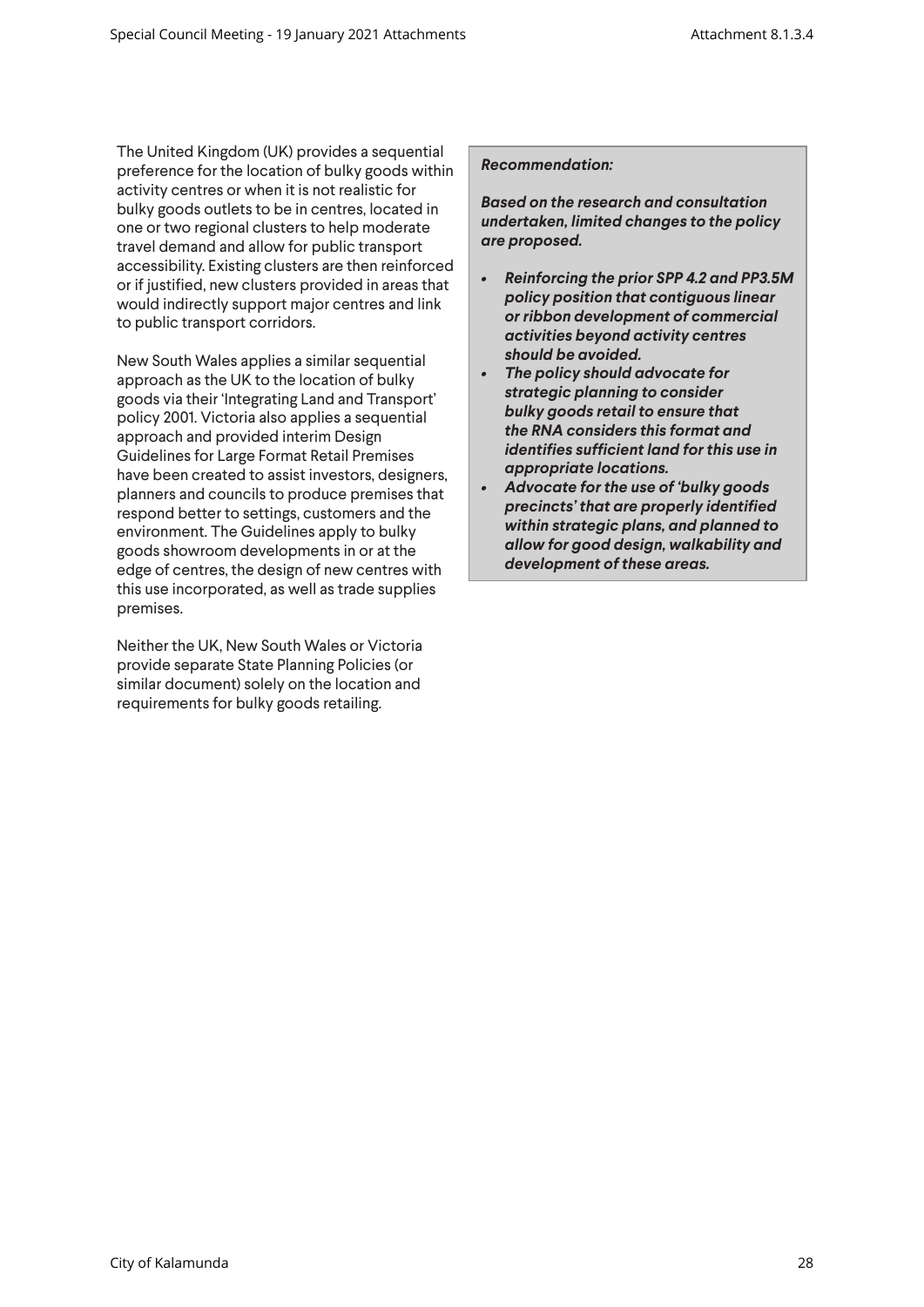The United Kingdom (UK) provides a sequential preference for the location of bulky goods within activity centres or when it is not realistic for bulky goods outlets to be in centres, located in one or two regional clusters to help moderate travel demand and allow for public transport accessibility. Existing clusters are then reinforced or if justified, new clusters provided in areas that would indirectly support major centres and link to public transport corridors.

New South Wales applies a similar sequential approach as the UK to the location of bulky goods via their 'Integrating Land and Transport' policy 2001. Victoria also applies a sequential approach and provided interim Design Guidelines for Large Format Retail Premises have been created to assist investors, designers, planners and councils to produce premises that respond better to settings, customers and the environment. The Guidelines apply to bulky goods showroom developments in or at the edge of centres, the design of new centres with this use incorporated, as well as trade supplies premises.

Neither the UK, New South Wales or Victoria provide separate State Planning Policies (or similar document) solely on the location and requirements for bulky goods retailing.

***Recommendation:***

***Based on the research and consultation undertaken, limited changes to the policy are proposed.***

- ***Reinforcing the prior SPP 4.2 and PP3.5M policy position that contiguous linear or ribbon development of commercial activities beyond activity centres should be avoided.***
- ***The policy should advocate for strategic planning to consider bulky goods retail to ensure that the RNA considers this format and identifies sufficient land for this use in appropriate locations.***
- ***Advocate for the use of 'bulky goods precincts' that are properly identified within strategic plans, and planned to allow for good design, walkability and development of these areas.***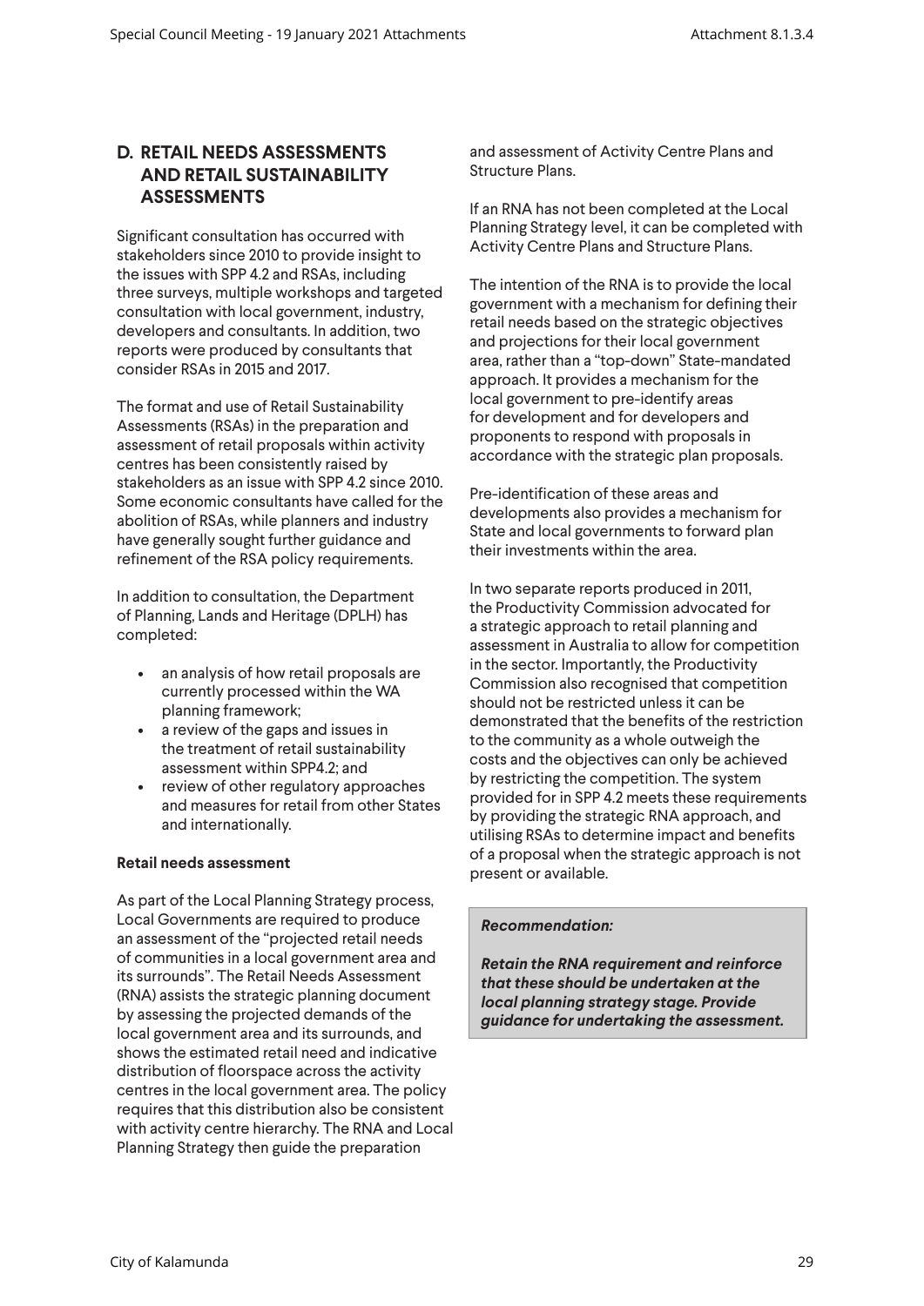## D. RETAIL NEEDS ASSESSMENTS AND RETAIL SUSTAINABILITY ASSESSMENTS

Significant consultation has occurred with stakeholders since 2010 to provide insight to the issues with SPP 4.2 and RSAs, including three surveys, multiple workshops and targeted consultation with local government, industry, developers and consultants. In addition, two reports were produced by consultants that consider RSAs in 2015 and 2017.

The format and use of Retail Sustainability Assessments (RSAs) in the preparation and assessment of retail proposals within activity centres has been consistently raised by stakeholders as an issue with SPP 4.2 since 2010. Some economic consultants have called for the abolition of RSAs, while planners and industry have generally sought further guidance and refinement of the RSA policy requirements.

In addition to consultation, the Department of Planning, Lands and Heritage (DPLH) has completed:

- an analysis of how retail proposals are currently processed within the WA planning framework;
- a review of the gaps and issues in the treatment of retail sustainability assessment within SPP4.2; and
- review of other regulatory approaches and measures for retail from other States and internationally.

**Retail needs assessment**

As part of the Local Planning Strategy process, Local Governments are required to produce an assessment of the "projected retail needs of communities in a local government area and its surrounds". The Retail Needs Assessment (RNA) assists the strategic planning document by assessing the projected demands of the local government area and its surrounds, and shows the estimated retail need and indicative distribution of floorspace across the activity centres in the local government area. The policy requires that this distribution also be consistent with activity centre hierarchy. The RNA and Local Planning Strategy then guide the preparation and assessment of Activity Centre Plans and Structure Plans.

If an RNA has not been completed at the Local Planning Strategy level, it can be completed with Activity Centre Plans and Structure Plans.

The intention of the RNA is to provide the local government with a mechanism for defining their retail needs based on the strategic objectives and projections for their local government area, rather than a "top-down" State-mandated approach. It provides a mechanism for the local government to pre-identify areas for development and for developers and proponents to respond with proposals in accordance with the strategic plan proposals.

Pre-identification of these areas and developments also provides a mechanism for State and local governments to forward plan their investments within the area.

In two separate reports produced in 2011, the Productivity Commission advocated for a strategic approach to retail planning and assessment in Australia to allow for competition in the sector. Importantly, the Productivity Commission also recognised that competition should not be restricted unless it can be demonstrated that the benefits of the restriction to the community as a whole outweigh the costs and the objectives can only be achieved by restricting the competition. The system provided for in SPP 4.2 meets these requirements by providing the strategic RNA approach, and utilising RSAs to determine impact and benefits of a proposal when the strategic approach is not present or available.

***Recommendation:***

***Retain the RNA requirement and reinforce that these should be undertaken at the local planning strategy stage. Provide guidance for undertaking the assessment.***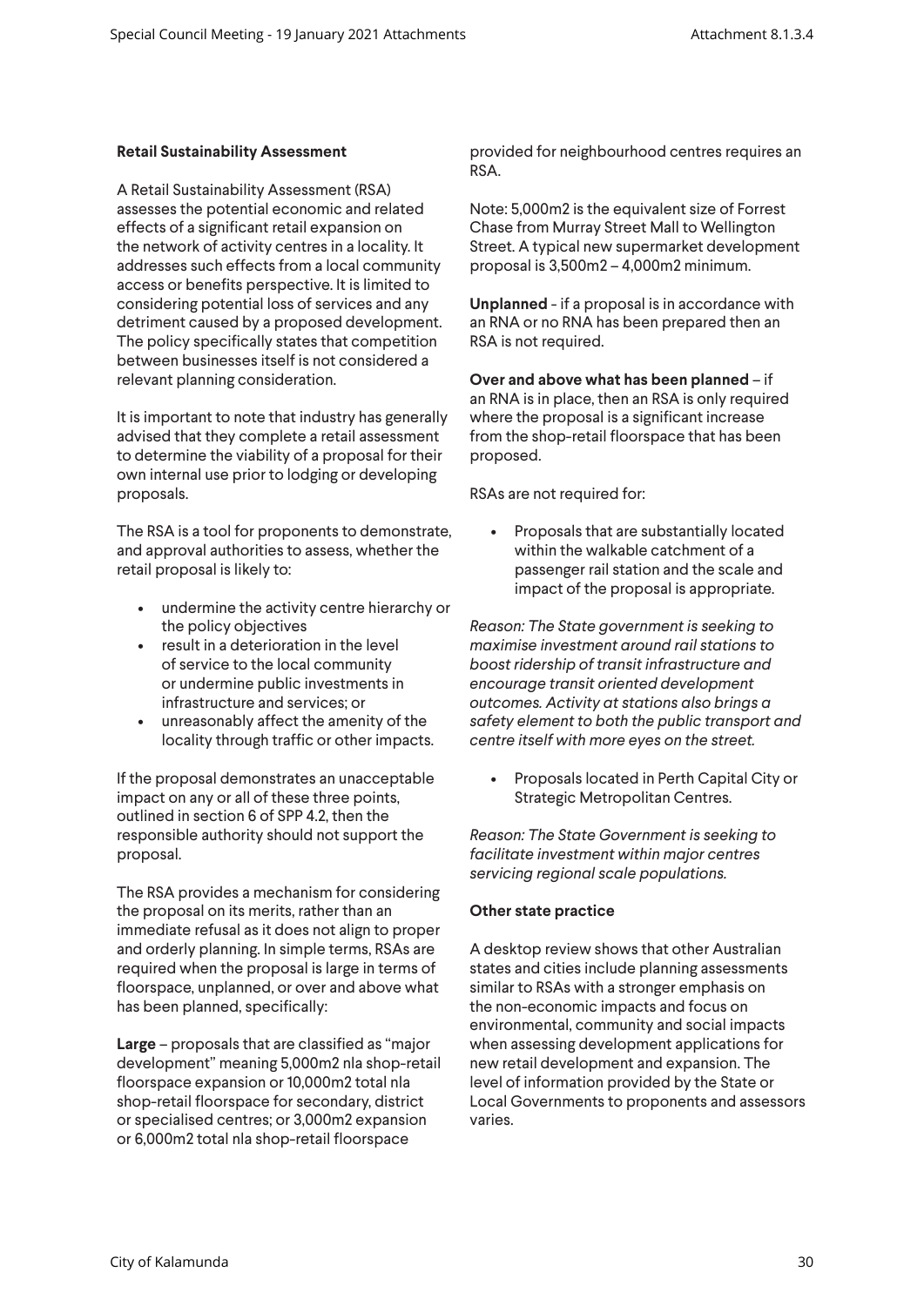### Retail Sustainability Assessment

A Retail Sustainability Assessment (RSA) assesses the potential economic and related effects of a significant retail expansion on the network of activity centres in a locality. It addresses such effects from a local community access or benefits perspective. It is limited to considering potential loss of services and any detriment caused by a proposed development. The policy specifically states that competition between businesses itself is not considered a relevant planning consideration.

It is important to note that industry has generally advised that they complete a retail assessment to determine the viability of a proposal for their own internal use prior to lodging or developing proposals.

The RSA is a tool for proponents to demonstrate, and approval authorities to assess, whether the retail proposal is likely to:

- undermine the activity centre hierarchy or the policy objectives
- result in a deterioration in the level of service to the local community or undermine public investments in infrastructure and services; or
- unreasonably affect the amenity of the locality through traffic or other impacts.

If the proposal demonstrates an unacceptable impact on any or all of these three points, outlined in section 6 of SPP 4.2, then the responsible authority should not support the proposal.

The RSA provides a mechanism for considering the proposal on its merits, rather than an immediate refusal as it does not align to proper and orderly planning. In simple terms, RSAs are required when the proposal is large in terms of floorspace, unplanned, or over and above what has been planned, specifically:

**Large** – proposals that are classified as "major development" meaning 5,000m2 nla shop-retail floorspace expansion or 10,000m2 total nla shop-retail floorspace for secondary, district or specialised centres; or 3,000m2 expansion or 6,000m2 total nla shop-retail floorspace provided for neighbourhood centres requires an RSA.

Note: 5,000m2 is the equivalent size of Forrest Chase from Murray Street Mall to Wellington Street. A typical new supermarket development proposal is 3,500m2 – 4,000m2 minimum.

**Unplanned** - if a proposal is in accordance with an RNA or no RNA has been prepared then an RSA is not required.

**Over and above what has been planned** – if an RNA is in place, then an RSA is only required where the proposal is a significant increase from the shop-retail floorspace that has been proposed.

RSAs are not required for:

- Proposals that are substantially located within the walkable catchment of a passenger rail station and the scale and impact of the proposal is appropriate.

*Reason: The State government is seeking to maximise investment around rail stations to boost ridership of transit infrastructure and encourage transit oriented development outcomes. Activity at stations also brings a safety element to both the public transport and centre itself with more eyes on the street.*

- Proposals located in Perth Capital City or Strategic Metropolitan Centres.

*Reason: The State Government is seeking to facilitate investment within major centres servicing regional scale populations.*

### Other state practice

A desktop review shows that other Australian states and cities include planning assessments similar to RSAs with a stronger emphasis on the non-economic impacts and focus on environmental, community and social impacts when assessing development applications for new retail development and expansion. The level of information provided by the State or Local Governments to proponents and assessors varies.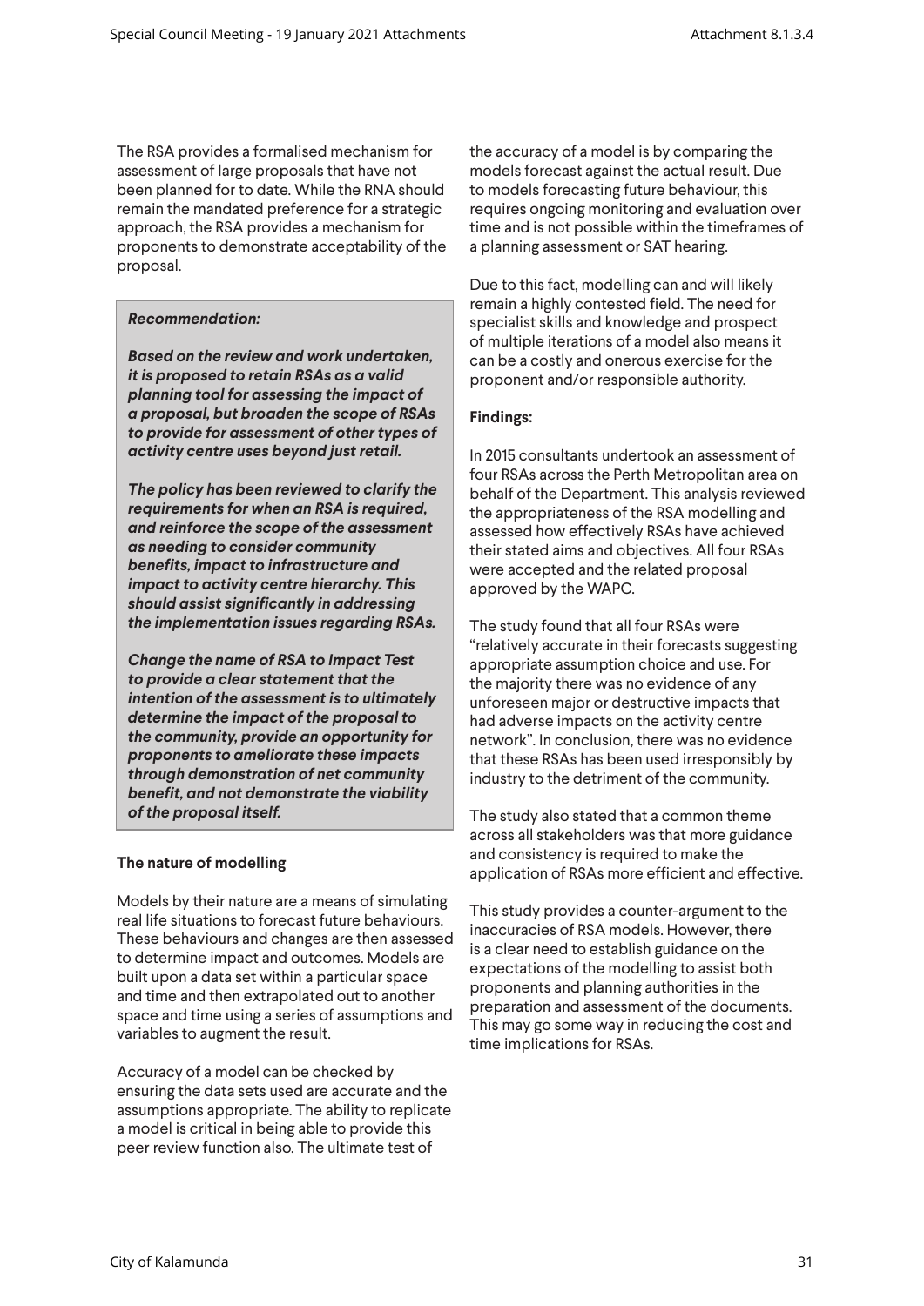The RSA provides a formalised mechanism for assessment of large proposals that have not been planned for to date. While the RNA should remain the mandated preference for a strategic approach, the RSA provides a mechanism for proponents to demonstrate acceptability of the proposal.

***Recommendation:***

***Based on the review and work undertaken, it is proposed to retain RSAs as a valid planning tool for assessing the impact of a proposal, but broaden the scope of RSAs to provide for assessment of other types of activity centre uses beyond just retail.***

***The policy has been reviewed to clarify the requirements for when an RSA is required, and reinforce the scope of the assessment as needing to consider community benefits, impact to infrastructure and impact to activity centre hierarchy. This should assist significantly in addressing the implementation issues regarding RSAs.***

***Change the name of RSA to Impact Test to provide a clear statement that the intention of the assessment is to ultimately determine the impact of the proposal to the community, provide an opportunity for proponents to ameliorate these impacts through demonstration of net community benefit, and not demonstrate the viability of the proposal itself.***

**The nature of modelling**

Models by their nature are a means of simulating real life situations to forecast future behaviours. These behaviours and changes are then assessed to determine impact and outcomes. Models are built upon a data set within a particular space and time and then extrapolated out to another space and time using a series of assumptions and variables to augment the result.

Accuracy of a model can be checked by ensuring the data sets used are accurate and the assumptions appropriate. The ability to replicate a model is critical in being able to provide this peer review function also. The ultimate test of the accuracy of a model is by comparing the models forecast against the actual result. Due to models forecasting future behaviour, this requires ongoing monitoring and evaluation over time and is not possible within the timeframes of a planning assessment or SAT hearing.

Due to this fact, modelling can and will likely remain a highly contested field. The need for specialist skills and knowledge and prospect of multiple iterations of a model also means it can be a costly and onerous exercise for the proponent and/or responsible authority.

**Findings:**

In 2015 consultants undertook an assessment of four RSAs across the Perth Metropolitan area on behalf of the Department. This analysis reviewed the appropriateness of the RSA modelling and assessed how effectively RSAs have achieved their stated aims and objectives. All four RSAs were accepted and the related proposal approved by the WAPC.

The study found that all four RSAs were "relatively accurate in their forecasts suggesting appropriate assumption choice and use. For the majority there was no evidence of any unforeseen major or destructive impacts that had adverse impacts on the activity centre network". In conclusion, there was no evidence that these RSAs has been used irresponsibly by industry to the detriment of the community.

The study also stated that a common theme across all stakeholders was that more guidance and consistency is required to make the application of RSAs more efficient and effective.

This study provides a counter-argument to the inaccuracies of RSA models. However, there is a clear need to establish guidance on the expectations of the modelling to assist both proponents and planning authorities in the preparation and assessment of the documents. This may go some way in reducing the cost and time implications for RSAs.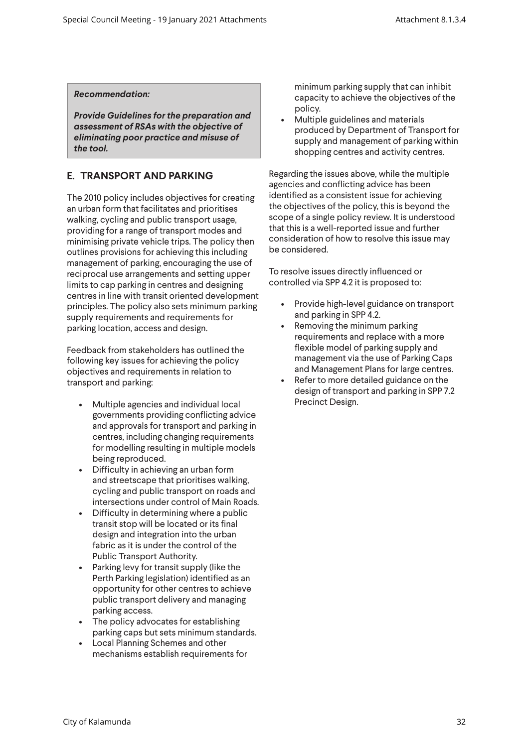***Recommendation:***

***Provide Guidelines for the preparation and assessment of RSAs with the objective of eliminating poor practice and misuse of the tool.***

## E. TRANSPORT AND PARKING

The 2010 policy includes objectives for creating an urban form that facilitates and prioritises walking, cycling and public transport usage, providing for a range of transport modes and minimising private vehicle trips. The policy then outlines provisions for achieving this including management of parking, encouraging the use of reciprocal use arrangements and setting upper limits to cap parking in centres and designing centres in line with transit oriented development principles. The policy also sets minimum parking supply requirements and requirements for parking location, access and design.

Feedback from stakeholders has outlined the following key issues for achieving the policy objectives and requirements in relation to transport and parking:

- Multiple agencies and individual local governments providing conflicting advice and approvals for transport and parking in centres, including changing requirements for modelling resulting in multiple models being reproduced.
- Difficulty in achieving an urban form and streetscape that prioritises walking, cycling and public transport on roads and intersections under control of Main Roads.
- Difficulty in determining where a public transit stop will be located or its final design and integration into the urban fabric as it is under the control of the Public Transport Authority.
- Parking levy for transit supply (like the Perth Parking legislation) identified as an opportunity for other centres to achieve public transport delivery and managing parking access.
- The policy advocates for establishing parking caps but sets minimum standards.
- Local Planning Schemes and other mechanisms establish requirements for minimum parking supply that can inhibit capacity to achieve the objectives of the policy.
- Multiple guidelines and materials produced by Department of Transport for supply and management of parking within shopping centres and activity centres.

Regarding the issues above, while the multiple agencies and conflicting advice has been identified as a consistent issue for achieving the objectives of the policy, this is beyond the scope of a single policy review. It is understood that this is a well-reported issue and further consideration of how to resolve this issue may be considered.

To resolve issues directly influenced or controlled via SPP 4.2 it is proposed to:

- Provide high-level guidance on transport and parking in SPP 4.2.
- Removing the minimum parking requirements and replace with a more flexible model of parking supply and management via the use of Parking Caps and Management Plans for large centres.
- Refer to more detailed guidance on the design of transport and parking in SPP 7.2 Precinct Design.